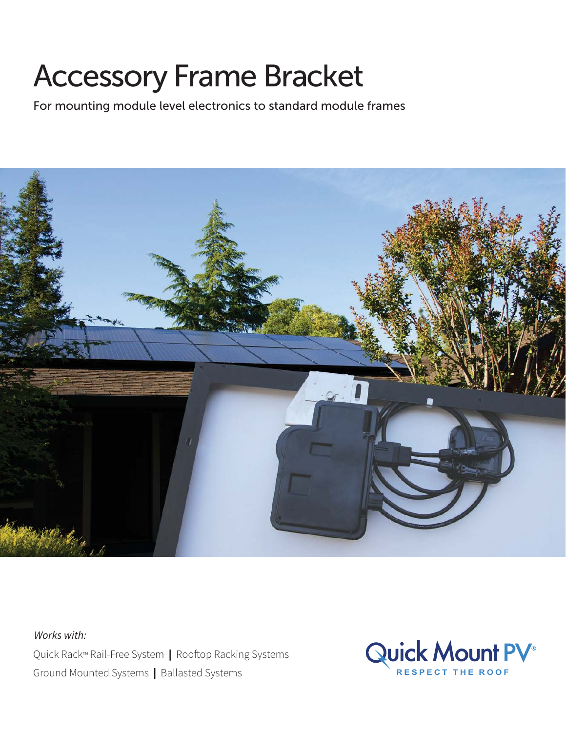# Accessory Frame Bracket

For mounting module level electronics to standard module frames

*Works with:*

Quick Rack™ Rail-Free System | Rooftop Racking Systems

Ground Mounted Systems | Ballasted Systems

Quick Mount PV®

RESPECT THE ROOF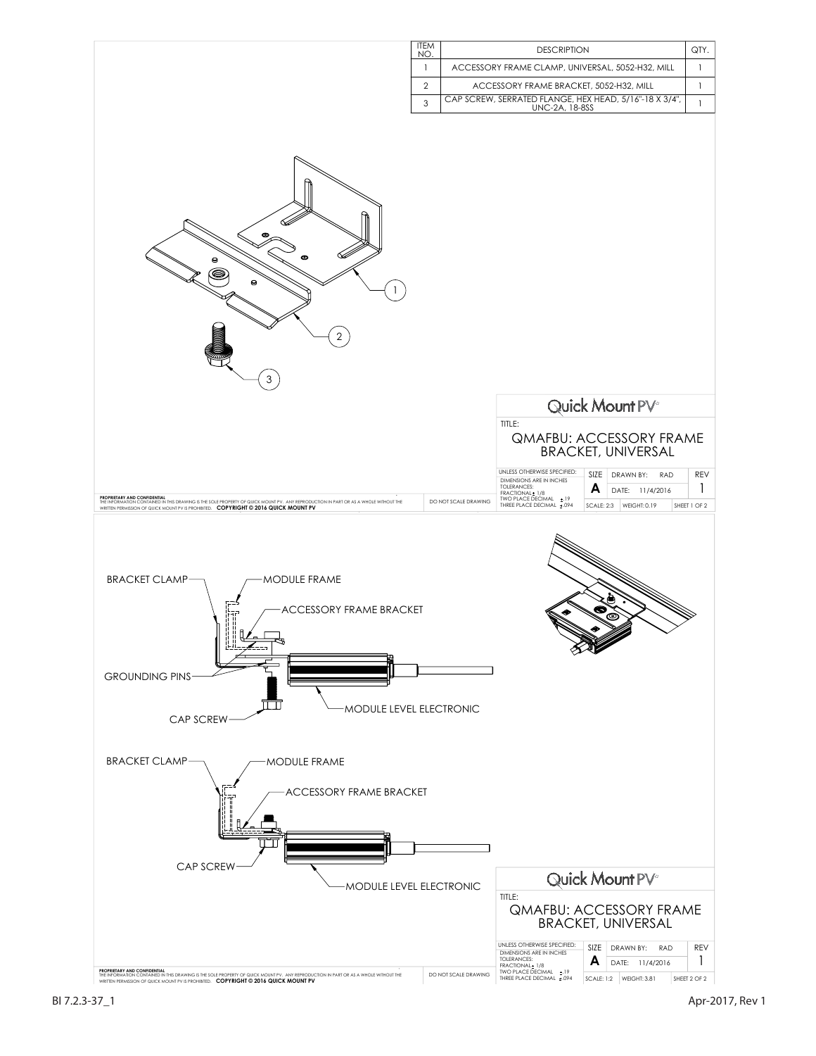| ITEM NO. | DESCRIPTION | QTY. |
| --- | --- | --- |
| 1 | ACCESSORY FRAME CLAMP, UNIVERSAL, 5052-H32, MILL | 1 |
| 2 | ACCESSORY FRAME BRACKET, 5052-H32, MILL | 1 |
| 3 | CAP SCREW, SERRATED FLANGE, HEX HEAD, 5/16"-18 X 3/4", UNC-2A, 18-8SS | 1 |

1

2

3

Quick Mount PV

TITLE:

QMAFBU: ACCESSORY FRAME BRACKET, UNIVERSAL

| UNLESS OTHERWISE SPECIFIED: DIMENSIONS ARE IN INCHES TOLERANCES: FRACTIONAL ± 1/8 TWO PLACE DECIMAL ± .19 THREE PLACE DECIMAL ± .094 | SIZE | DRAWN BY: RAD | REV |
| --- | --- | --- | --- |
| | A | DATE: 11/4/2016 | 1 |
| | SCALE: 2:3 | WEIGHT: 0.19 | SHEET 1 OF 2 |

**PROPRIETARY AND CONFIDENTIAL**
THE INFORMATION CONTAINED IN THIS DRAWING IS THE SOLE PROPERTY OF QUICK MOUNT PV. ANY REPRODUCTION IN PART OR AS A WHOLE WITHOUT THE WRITTEN PERMISSION OF QUICK MOUNT PV IS PROHIBITED. **COPYRIGHT © 2016 QUICK MOUNT PV**

DO NOT SCALE DRAWING

BRACKET CLAMP

MODULE FRAME

ACCESSORY FRAME BRACKET

GROUNDING PINS

CAP SCREW

MODULE LEVEL ELECTRONIC

BRACKET CLAMP

MODULE FRAME

ACCESSORY FRAME BRACKET

CAP SCREW

MODULE LEVEL ELECTRONIC

Quick Mount PV

TITLE:

QMAFBU: ACCESSORY FRAME BRACKET, UNIVERSAL

| UNLESS OTHERWISE SPECIFIED: DIMENSIONS ARE IN INCHES TOLERANCES: FRACTIONAL ± 1/8 TWO PLACE DECIMAL ± .19 THREE PLACE DECIMAL ± .094 | SIZE | DRAWN BY: RAD | REV |
| --- | --- | --- | --- |
| | A | DATE: 11/4/2016 | 1 |
| | SCALE: 1:2 | WEIGHT: 3.81 | SHEET 2 OF 2 |

**PROPRIETARY AND CONFIDENTIAL**
THE INFORMATION CONTAINED IN THIS DRAWING IS THE SOLE PROPERTY OF QUICK MOUNT PV. ANY REPRODUCTION IN PART OR AS A WHOLE WITHOUT THE WRITTEN PERMISSION OF QUICK MOUNT PV IS PROHIBITED. **COPYRIGHT © 2016 QUICK MOUNT PV**

DO NOT SCALE DRAWING

BI 7.2.3-37_1

Apr-2017, Rev 1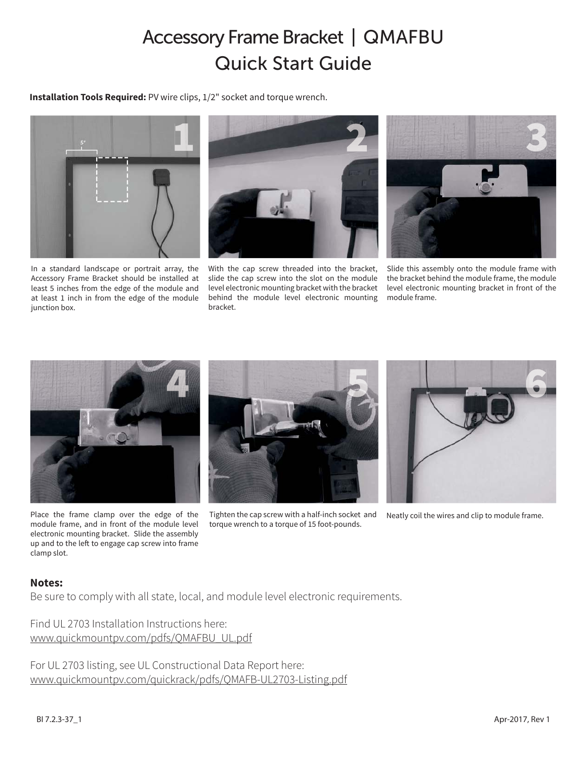# Accessory Frame Bracket | QMAFBU
## Quick Start Guide

**Installation Tools Required:** PV wire clips, 1/2" socket and torque wrench.

**1** In a standard landscape or portrait array, the Accessory Frame Bracket should be installed at least 5 inches from the edge of the module and at least 1 inch in from the edge of the module junction box.

**2** With the cap screw threaded into the bracket, slide the cap screw into the slot on the module level electronic mounting bracket with the bracket behind the module level electronic mounting bracket.

**3** Slide this assembly onto the module frame with the bracket behind the module frame, the module level electronic mounting bracket in front of the module frame.

**4** Place the frame clamp over the edge of the module frame, and in front of the module level electronic mounting bracket. Slide the assembly up and to the left to engage cap screw into frame clamp slot.

**5** Tighten the cap screw with a half-inch socket and torque wrench to a torque of 15 foot-pounds.

**6** Neatly coil the wires and clip to module frame.

**Notes:**

Be sure to comply with all state, local, and module level electronic requirements.

Find UL 2703 Installation Instructions here:
www.quickmountpv.com/pdfs/QMAFBU_UL.pdf

For UL 2703 listing, see UL Constructional Data Report here:
www.quickmountpv.com/quickrack/pdfs/QMAFB-UL2703-Listing.pdf

BI 7.2.3-37_1

Apr-2017, Rev 1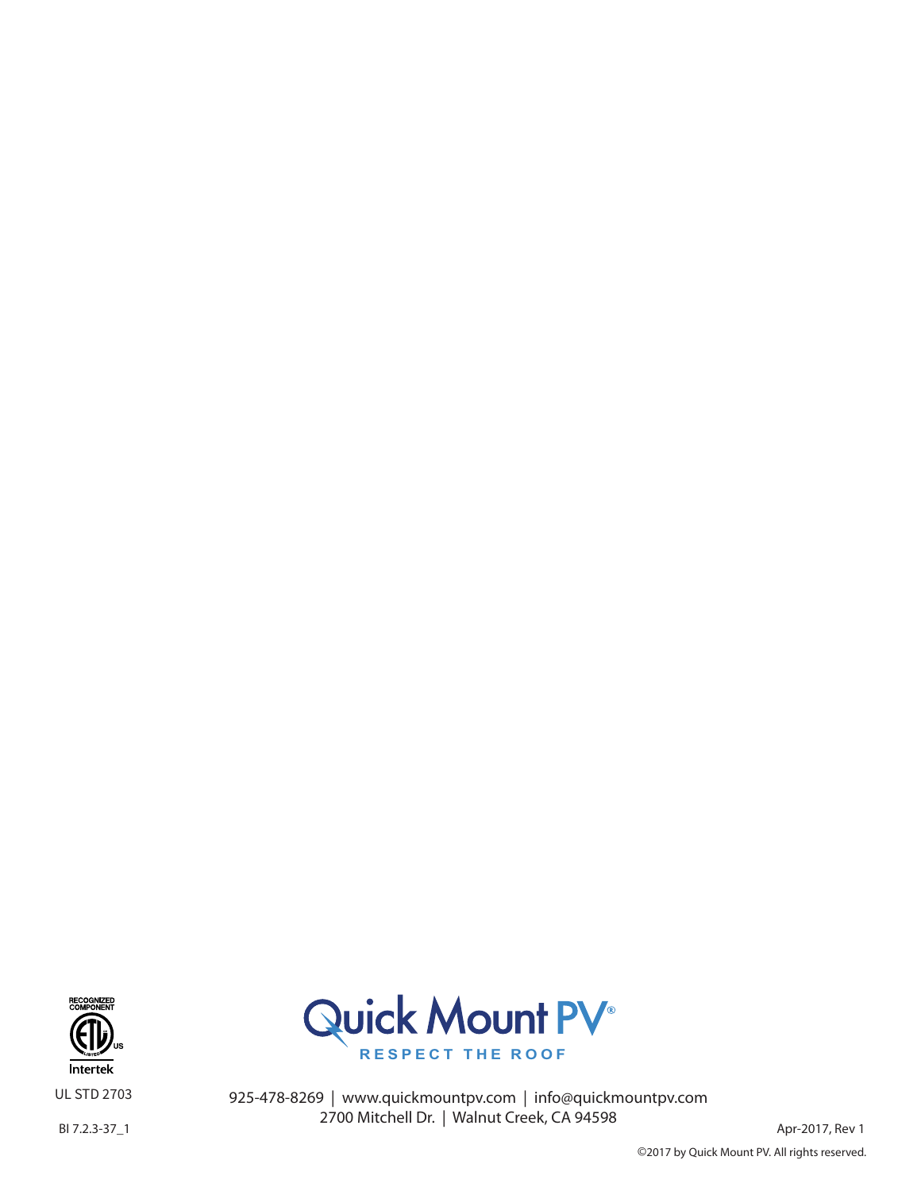RECOGNIZED COMPONENT

Intertek

UL STD 2703

BI 7.2.3-37_1

Quick Mount PV®

RESPECT THE ROOF

925-478-8269 | www.quickmountpv.com | info@quickmountpv.com
2700 Mitchell Dr. | Walnut Creek, CA 94598

Apr-2017, Rev 1

©2017 by Quick Mount PV. All rights reserved.